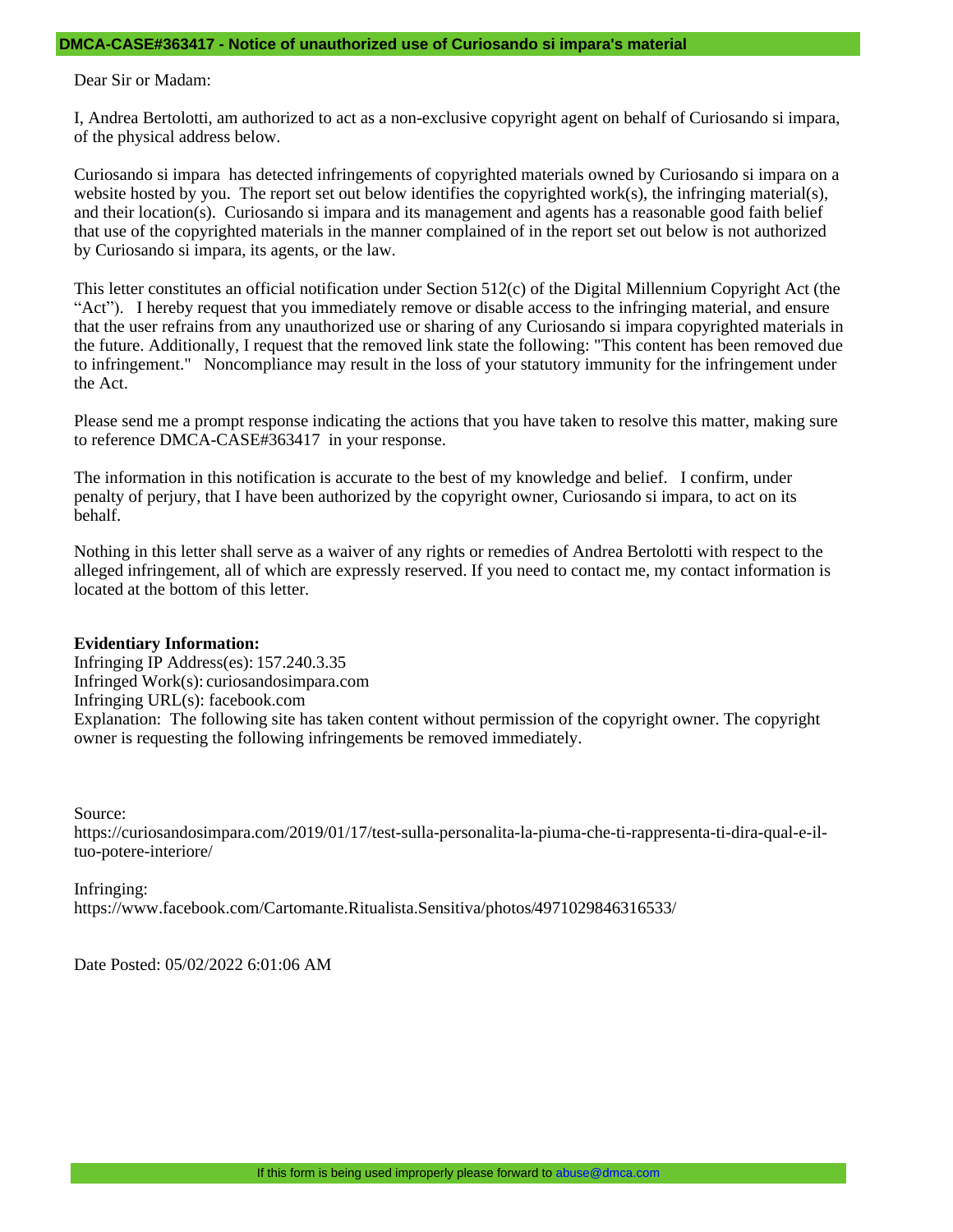## DMCA-CASE#363417 - Notice of unauthorized use of Curiosando si impara's material

Dear Sir or Madam:

I, Andrea Bertolotti, am authorized to act as a non-exclusive copyright agent on behalf of Curiosando si impara, of the physical address below.

Curiosando si impara has detected infringements of copyrighted materials owned by Curiosando si impara on a website hosted by you. The report set out below identifies the copyrighted work(s), the infringing material(s), and their location(s). Curiosando si impara and its management and agents has a reasonable good faith belief that use of the copyrighted materials in the manner complained of in the report set out below is not authorized by Curiosando si impara, its agents, or the law.

This letter constitutes an official notification under Section 512(c) of the Digital Millennium Copyright Act (the "Act"). I hereby request that you immediately remove or disable access to the infringing material, and ensure that the user refrains from any unauthorized use or sharing of any Curiosando si impara copyrighted materials in the future. Additionally, I request that the removed link state the following: "This content has been removed due to infringement." Noncompliance may result in the loss of your statutory immunity for the infringement under the Act.

Please send me a prompt response indicating the actions that you have taken to resolve this matter, making sure to reference DMCA-CASE#363417 in your response.

The information in this notification is accurate to the best of my knowledge and belief. I confirm, under penalty of perjury, that I have been authorized by the copyright owner, Curiosando si impara, to act on its behalf.

Nothing in this letter shall serve as a waiver of any rights or remedies of Andrea Bertolotti with respect to the alleged infringement, all of which are expressly reserved. If you need to contact me, my contact information is located at the bottom of this letter.

**Evidentiary Information:**
Infringing IP Address(es): 157.240.3.35
Infringed Work(s): curiosandosimpara.com
Infringing URL(s): facebook.com
Explanation: The following site has taken content without permission of the copyright owner. The copyright owner is requesting the following infringements be removed immediately.

Source:
https://curiosandosimpara.com/2019/01/17/test-sulla-personalita-la-piuma-che-ti-rappresenta-ti-dira-qual-e-il-tuo-potere-interiore/

Infringing:
https://www.facebook.com/Cartomante.Ritualista.Sensitiva/photos/4971029846316533/

Date Posted: 05/02/2022 6:01:06 AM

If this form is being used improperly please forward to abuse@dmca.com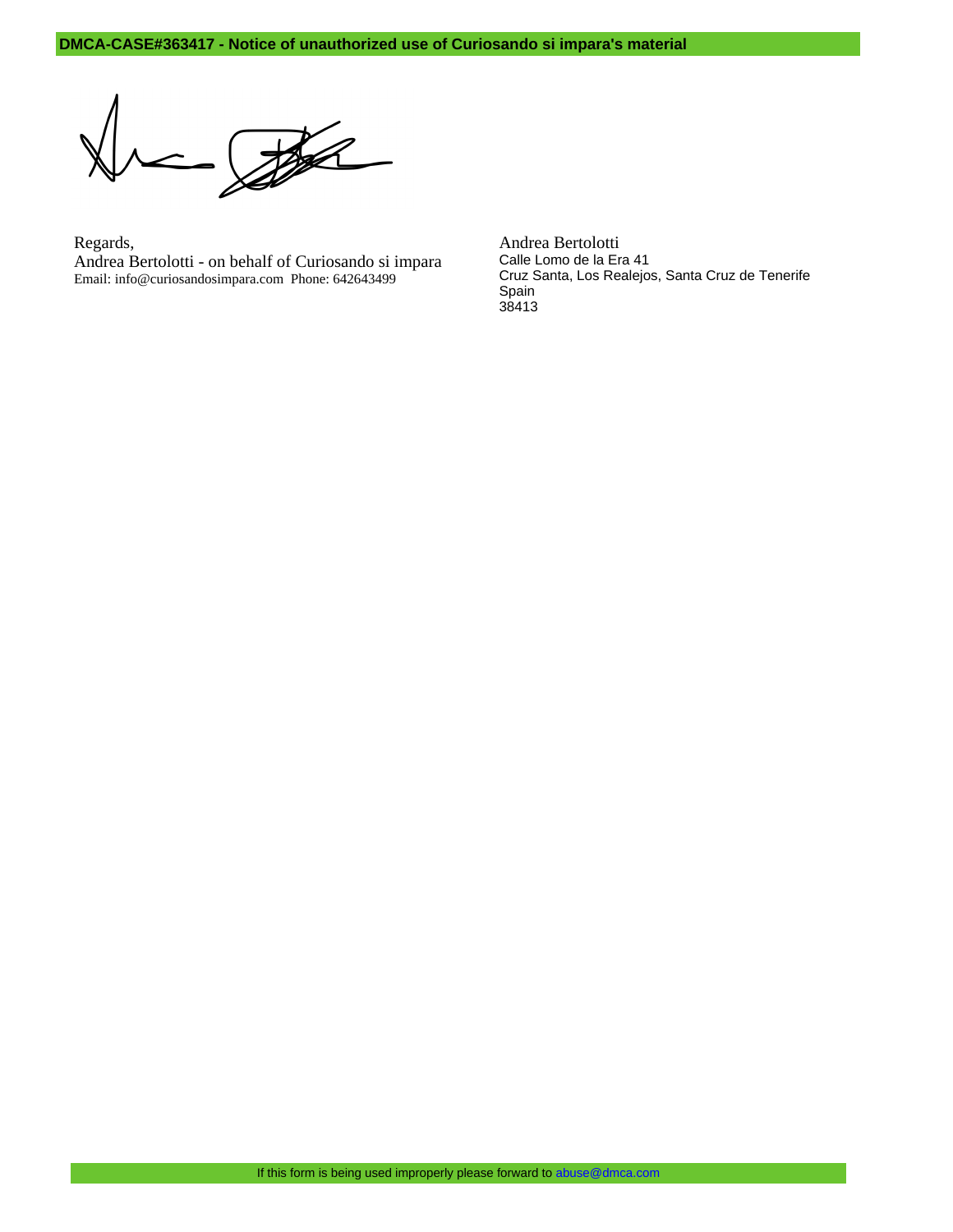**DMCA-CASE#363417 - Notice of unauthorized use of Curiosando si impara's material**

Regards,
Andrea Bertolotti - on behalf of Curiosando si impara
Email: info@curiosandosimpara.com Phone: 642643499

Andrea Bertolotti
Calle Lomo de la Era 41
Cruz Santa, Los Realejos, Santa Cruz de Tenerife
Spain
38413

If this form is being used improperly please forward to abuse@dmca.com